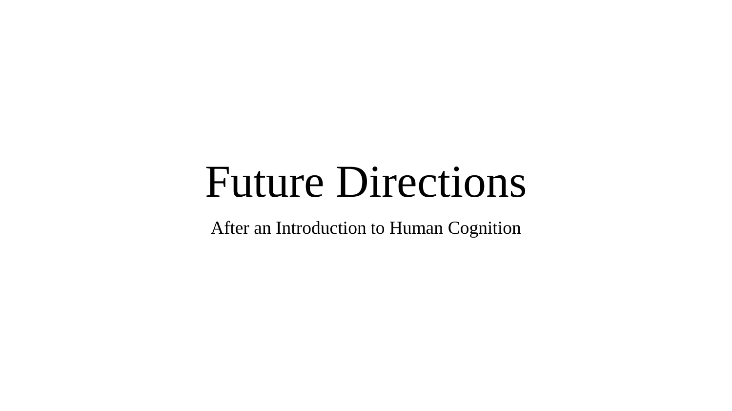# Future Directions

After an Introduction to Human Cognition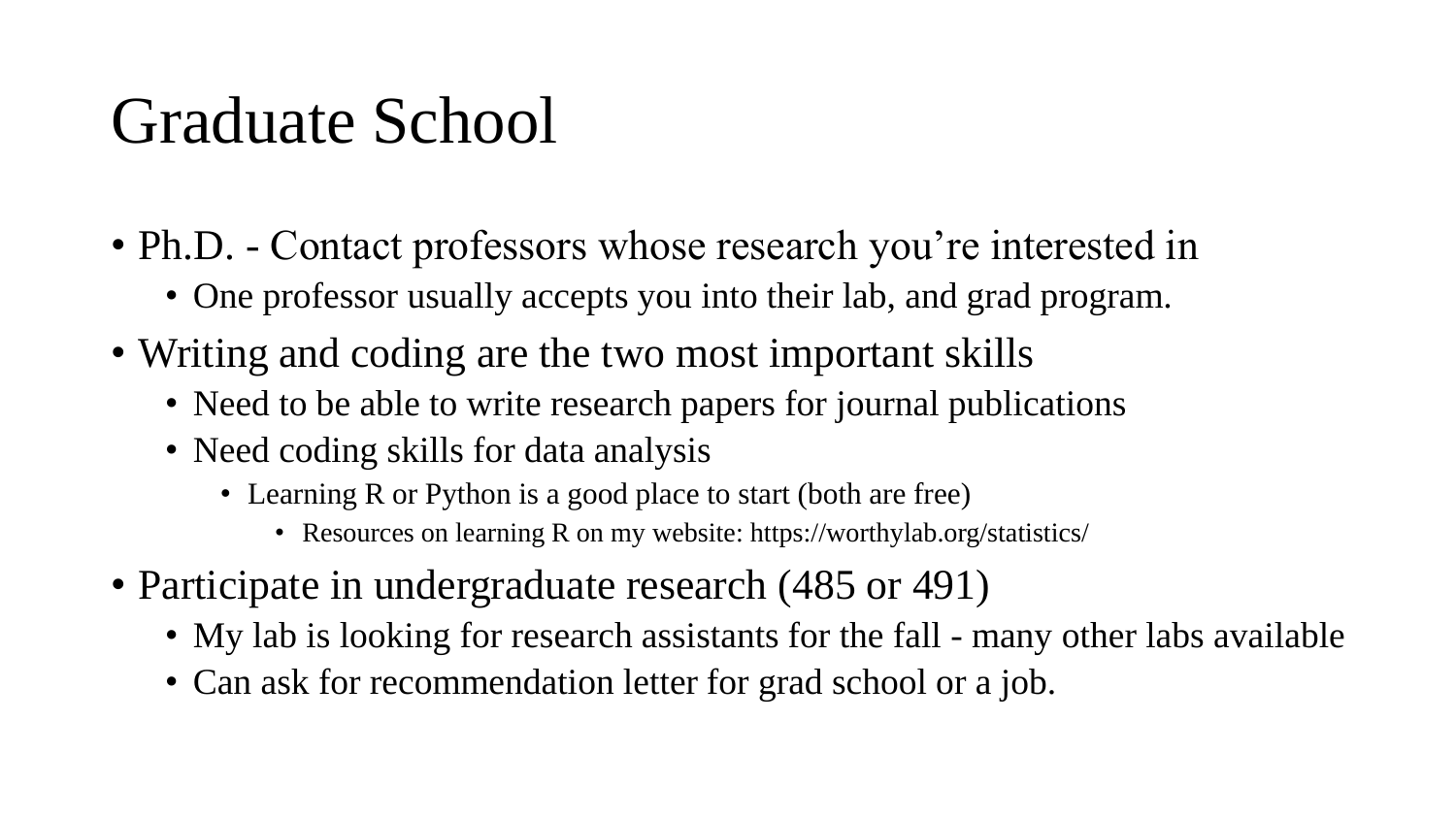# Graduate School

- Ph.D. - Contact professors whose research you're interested in
  - One professor usually accepts you into their lab, and grad program.
- Writing and coding are the two most important skills
  - Need to be able to write research papers for journal publications
  - Need coding skills for data analysis
    - Learning R or Python is a good place to start (both are free)
      - Resources on learning R on my website: https://worthylab.org/statistics/
- Participate in undergraduate research (485 or 491)
  - My lab is looking for research assistants for the fall - many other labs available
  - Can ask for recommendation letter for grad school or a job.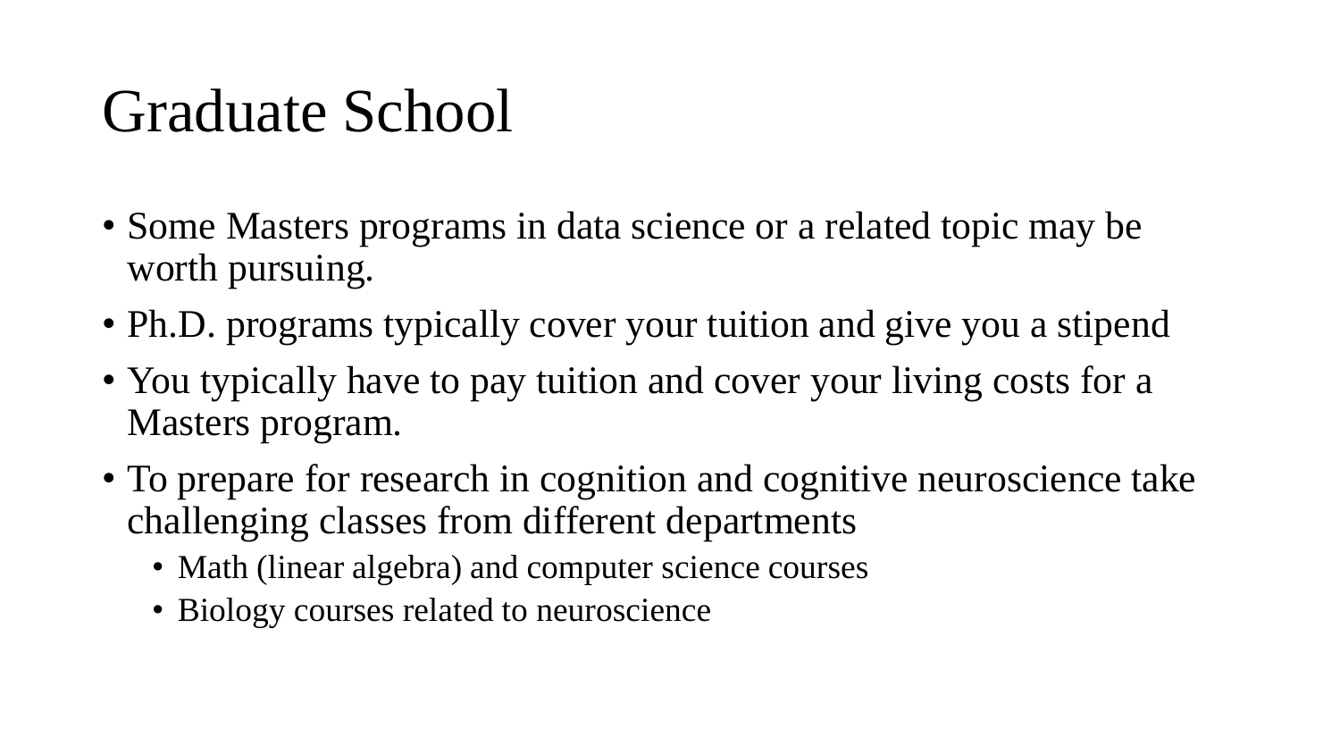# Graduate School

- Some Masters programs in data science or a related topic may be worth pursuing.
- Ph.D. programs typically cover your tuition and give you a stipend
- You typically have to pay tuition and cover your living costs for a Masters program.
- To prepare for research in cognition and cognitive neuroscience take challenging classes from different departments
  - Math (linear algebra) and computer science courses
  - Biology courses related to neuroscience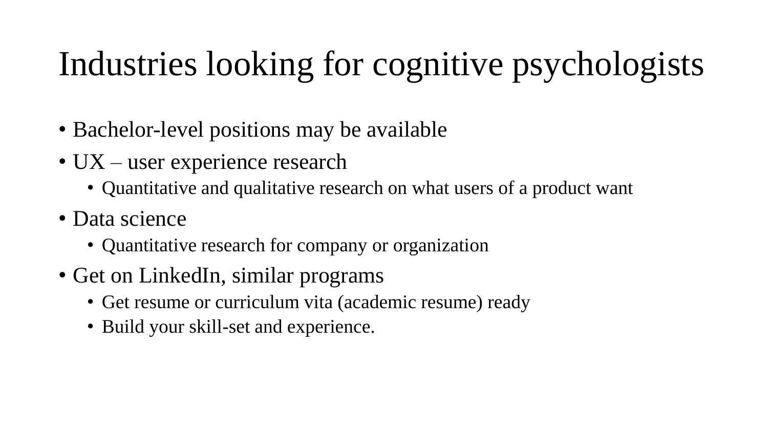# Industries looking for cognitive psychologists

- Bachelor-level positions may be available
- UX – user experience research
  - Quantitative and qualitative research on what users of a product want
- Data science
  - Quantitative research for company or organization
- Get on LinkedIn, similar programs
  - Get resume or curriculum vita (academic resume) ready
  - Build your skill-set and experience.